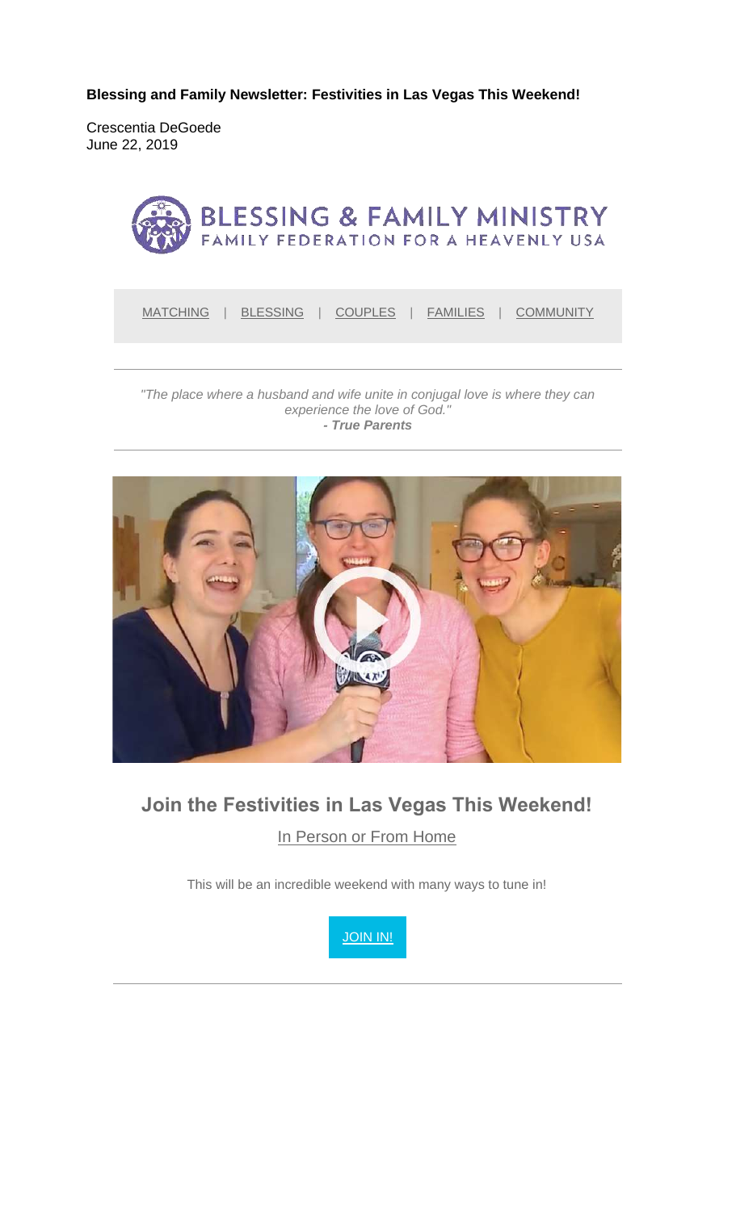**Blessing and Family Newsletter: Festivities in Las Vegas This Weekend!**

Crescentia DeGoede
June 22, 2019

BLESSING & FAMILY MINISTRY
FAMILY FEDERATION FOR A HEAVENLY USA

MATCHING | BLESSING | COUPLES | FAMILIES | COMMUNITY

---

*"The place where a husband and wife unite in conjugal love is where they can experience the love of God."*
***- True Parents***

---

## Join the Festivities in Las Vegas This Weekend!

In Person or From Home

This will be an incredible weekend with many ways to tune in!

JOIN IN!

---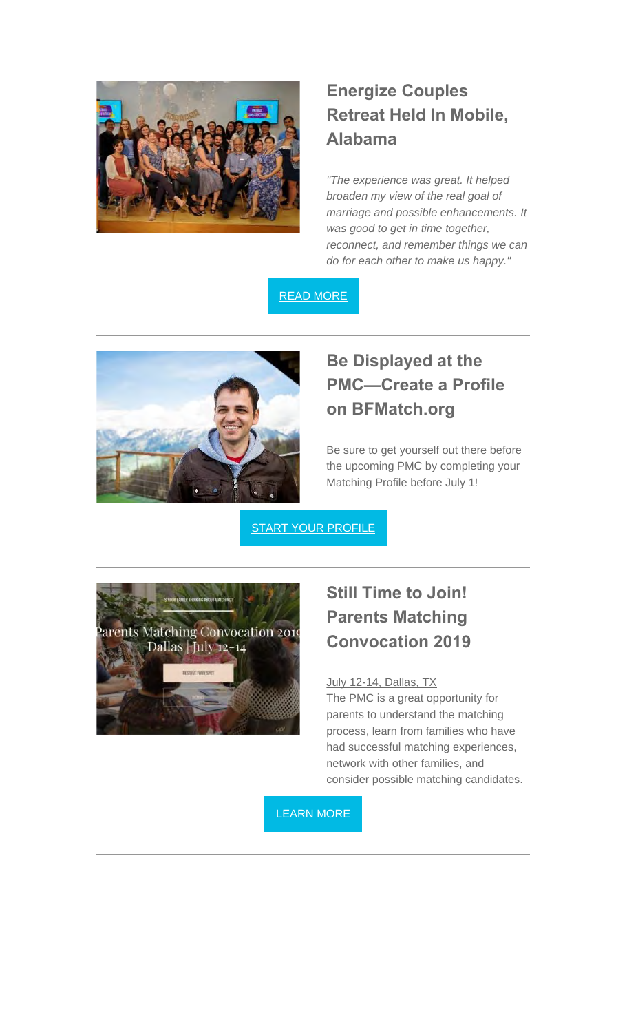## Energize Couples Retreat Held In Mobile, Alabama

*"The experience was great. It helped broaden my view of the real goal of marriage and possible enhancements. It was good to get in time together, reconnect, and remember things we can do for each other to make us happy."*

READ MORE

---

## Be Displayed at the PMC—Create a Profile on BFMatch.org

Be sure to get yourself out there before the upcoming PMC by completing your Matching Profile before July 1!

START YOUR PROFILE

---

## Still Time to Join! Parents Matching Convocation 2019

July 12-14, Dallas, TX

The PMC is a great opportunity for parents to understand the matching process, learn from families who have had successful matching experiences, network with other families, and consider possible matching candidates.

LEARN MORE

---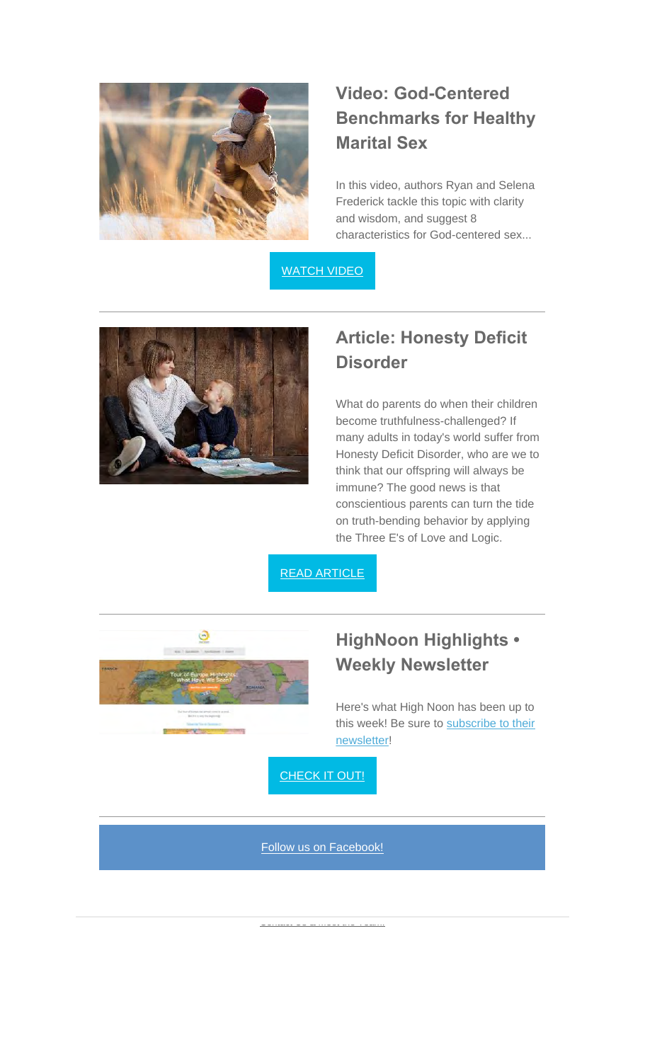## Video: God-Centered Benchmarks for Healthy Marital Sex

In this video, authors Ryan and Selena Frederick tackle this topic with clarity and wisdom, and suggest 8 characteristics for God-centered sex...

WATCH VIDEO

---

## Article: Honesty Deficit Disorder

What do parents do when their children become truthfulness-challenged? If many adults in today's world suffer from Honesty Deficit Disorder, who are we to think that our offspring will always be immune? The good news is that conscientious parents can turn the tide on truth-bending behavior by applying the Three E's of Love and Logic.

READ ARTICLE

---

## HighNoon Highlights • Weekly Newsletter

Here's what High Noon has been up to this week! Be sure to subscribe to their newsletter!

CHECK IT OUT!

---

Follow us on Facebook!